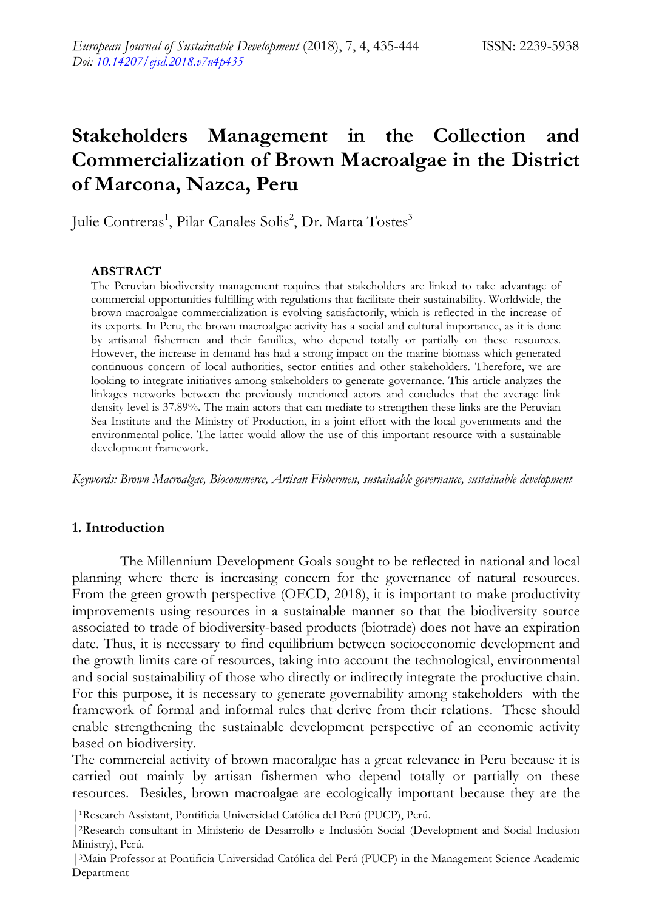# Stakeholders Management in the Collection and Commercialization of Brown Macroalgae in the District of Marcona, Nazca, Peru

Julie Contreras[1], Pilar Canales Solis[2], Dr. Marta Tostes[3]

## ABSTRACT

The Peruvian biodiversity management requires that stakeholders are linked to take advantage of commercial opportunities fulfilling with regulations that facilitate their sustainability. Worldwide, the brown macroalgae commercialization is evolving satisfactorily, which is reflected in the increase of its exports. In Peru, the brown macroalgae activity has a social and cultural importance, as it is done by artisanal fishermen and their families, who depend totally or partially on these resources. However, the increase in demand has had a strong impact on the marine biomass which generated continuous concern of local authorities, sector entities and other stakeholders. Therefore, we are looking to integrate initiatives among stakeholders to generate governance. This article analyzes the linkages networks between the previously mentioned actors and concludes that the average link density level is 37.89%. The main actors that can mediate to strengthen these links are the Peruvian Sea Institute and the Ministry of Production, in a joint effort with the local governments and the environmental police. The latter would allow the use of this important resource with a sustainable development framework.

*Keywords: Brown Macroalgae, Biocommerce, Artisan Fishermen, sustainable governance, sustainable development*

## 1. Introduction

The Millennium Development Goals sought to be reflected in national and local planning where there is increasing concern for the governance of natural resources. From the green growth perspective (OECD, 2018), it is important to make productivity improvements using resources in a sustainable manner so that the biodiversity source associated to trade of biodiversity-based products (biotrade) does not have an expiration date. Thus, it is necessary to find equilibrium between socioeconomic development and the growth limits care of resources, taking into account the technological, environmental and social sustainability of those who directly or indirectly integrate the productive chain. For this purpose, it is necessary to generate governability among stakeholders with the framework of formal and informal rules that derive from their relations. These should enable strengthening the sustainable development perspective of an economic activity based on biodiversity.

The commercial activity of brown macoralgae has a great relevance in Peru because it is carried out mainly by artisan fishermen who depend totally or partially on these resources. Besides, brown macroalgae are ecologically important because they are the

[1] Research Assistant, Pontificia Universidad Católica del Perú (PUCP), Perú.

[2] Research consultant in Ministerio de Desarrollo e Inclusión Social (Development and Social Inclusion Ministry), Perú.

[3] Main Professor at Pontificia Universidad Católica del Perú (PUCP) in the Management Science Academic Department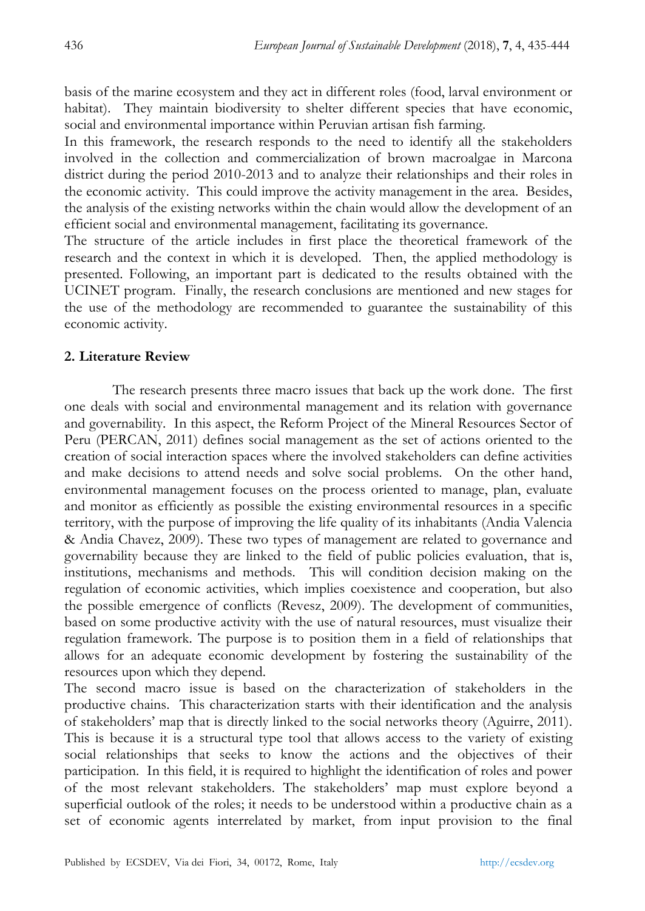basis of the marine ecosystem and they act in different roles (food, larval environment or habitat). They maintain biodiversity to shelter different species that have economic, social and environmental importance within Peruvian artisan fish farming.

In this framework, the research responds to the need to identify all the stakeholders involved in the collection and commercialization of brown macroalgae in Marcona district during the period 2010-2013 and to analyze their relationships and their roles in the economic activity. This could improve the activity management in the area. Besides, the analysis of the existing networks within the chain would allow the development of an efficient social and environmental management, facilitating its governance.

The structure of the article includes in first place the theoretical framework of the research and the context in which it is developed. Then, the applied methodology is presented. Following, an important part is dedicated to the results obtained with the UCINET program. Finally, the research conclusions are mentioned and new stages for the use of the methodology are recommended to guarantee the sustainability of this economic activity.

## 2. Literature Review

The research presents three macro issues that back up the work done. The first one deals with social and environmental management and its relation with governance and governability. In this aspect, the Reform Project of the Mineral Resources Sector of Peru (PERCAN, 2011) defines social management as the set of actions oriented to the creation of social interaction spaces where the involved stakeholders can define activities and make decisions to attend needs and solve social problems. On the other hand, environmental management focuses on the process oriented to manage, plan, evaluate and monitor as efficiently as possible the existing environmental resources in a specific territory, with the purpose of improving the life quality of its inhabitants (Andia Valencia & Andia Chavez, 2009). These two types of management are related to governance and governability because they are linked to the field of public policies evaluation, that is, institutions, mechanisms and methods. This will condition decision making on the regulation of economic activities, which implies coexistence and cooperation, but also the possible emergence of conflicts (Revesz, 2009). The development of communities, based on some productive activity with the use of natural resources, must visualize their regulation framework. The purpose is to position them in a field of relationships that allows for an adequate economic development by fostering the sustainability of the resources upon which they depend.

The second macro issue is based on the characterization of stakeholders in the productive chains. This characterization starts with their identification and the analysis of stakeholders' map that is directly linked to the social networks theory (Aguirre, 2011). This is because it is a structural type tool that allows access to the variety of existing social relationships that seeks to know the actions and the objectives of their participation. In this field, it is required to highlight the identification of roles and power of the most relevant stakeholders. The stakeholders' map must explore beyond a superficial outlook of the roles; it needs to be understood within a productive chain as a set of economic agents interrelated by market, from input provision to the final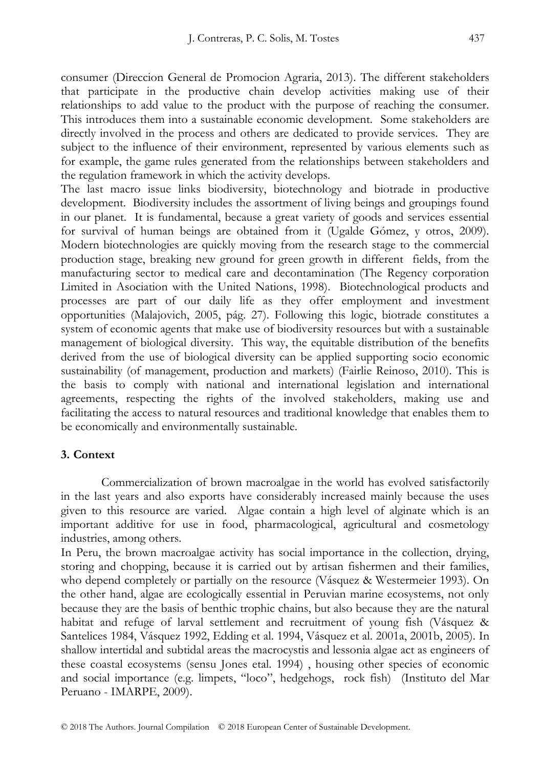consumer (Direccion General de Promocion Agraria, 2013). The different stakeholders that participate in the productive chain develop activities making use of their relationships to add value to the product with the purpose of reaching the consumer. This introduces them into a sustainable economic development. Some stakeholders are directly involved in the process and others are dedicated to provide services. They are subject to the influence of their environment, represented by various elements such as for example, the game rules generated from the relationships between stakeholders and the regulation framework in which the activity develops.

The last macro issue links biodiversity, biotechnology and biotrade in productive development. Biodiversity includes the assortment of living beings and groupings found in our planet. It is fundamental, because a great variety of goods and services essential for survival of human beings are obtained from it (Ugalde Gómez, y otros, 2009). Modern biotechnologies are quickly moving from the research stage to the commercial production stage, breaking new ground for green growth in different fields, from the manufacturing sector to medical care and decontamination (The Regency corporation Limited in Asociation with the United Nations, 1998). Biotechnological products and processes are part of our daily life as they offer employment and investment opportunities (Malajovich, 2005, pág. 27). Following this logic, biotrade constitutes a system of economic agents that make use of biodiversity resources but with a sustainable management of biological diversity. This way, the equitable distribution of the benefits derived from the use of biological diversity can be applied supporting socio economic sustainability (of management, production and markets) (Fairlie Reinoso, 2010). This is the basis to comply with national and international legislation and international agreements, respecting the rights of the involved stakeholders, making use and facilitating the access to natural resources and traditional knowledge that enables them to be economically and environmentally sustainable.

## 3. Context

Commercialization of brown macroalgae in the world has evolved satisfactorily in the last years and also exports have considerably increased mainly because the uses given to this resource are varied. Algae contain a high level of alginate which is an important additive for use in food, pharmacological, agricultural and cosmetology industries, among others.

In Peru, the brown macroalgae activity has social importance in the collection, drying, storing and chopping, because it is carried out by artisan fishermen and their families, who depend completely or partially on the resource (Vásquez & Westermeier 1993). On the other hand, algae are ecologically essential in Peruvian marine ecosystems, not only because they are the basis of benthic trophic chains, but also because they are the natural habitat and refuge of larval settlement and recruitment of young fish (Vásquez & Santelices 1984, Vásquez 1992, Edding et al. 1994, Vásquez et al. 2001a, 2001b, 2005). In shallow intertidal and subtidal areas the macrocystis and lessonia algae act as engineers of these coastal ecosystems (sensu Jones etal. 1994) , housing other species of economic and social importance (e.g. limpets, "loco", hedgehogs, rock fish) (Instituto del Mar Peruano - IMARPE, 2009).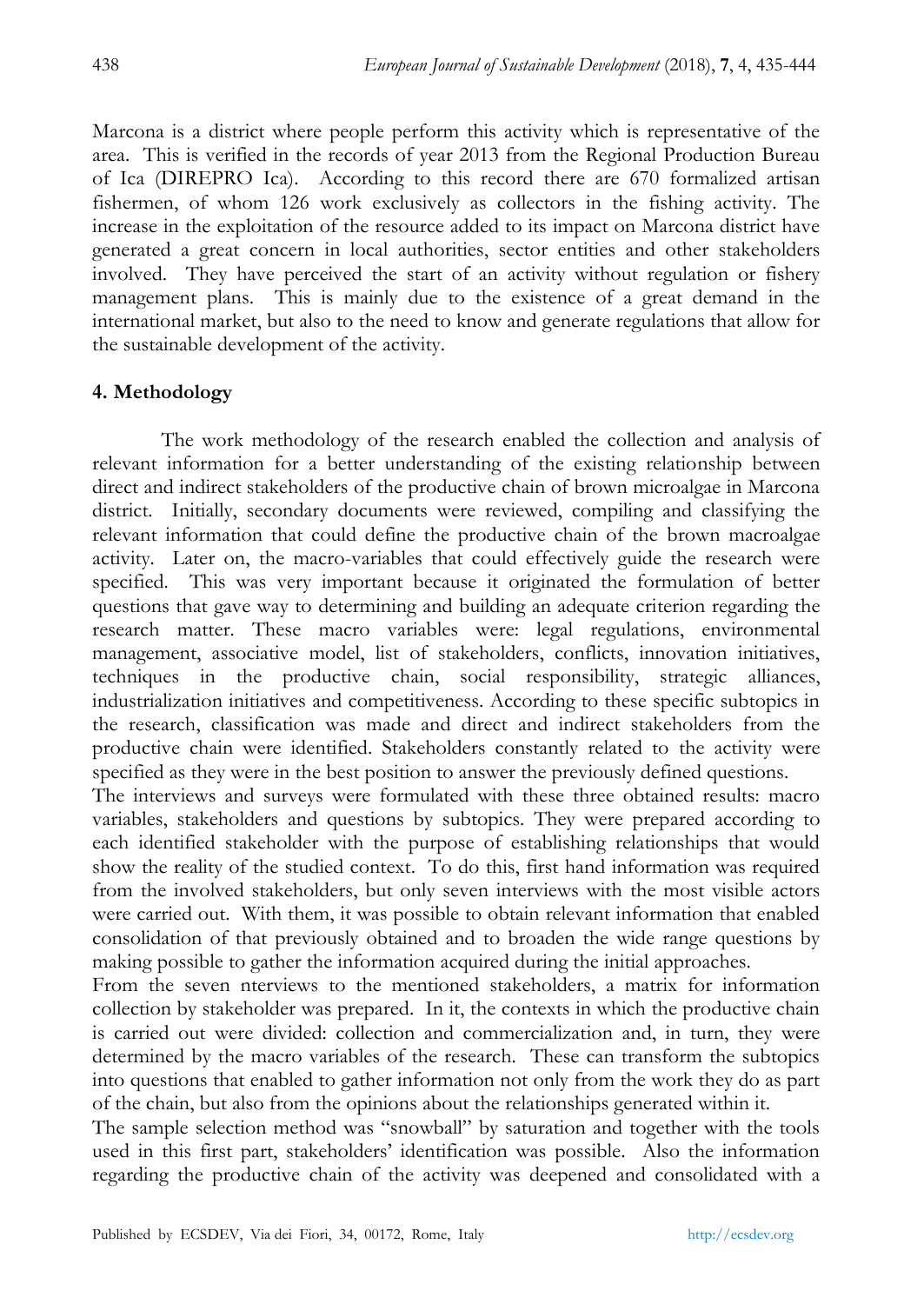Marcona is a district where people perform this activity which is representative of the area. This is verified in the records of year 2013 from the Regional Production Bureau of Ica (DIREPRO Ica). According to this record there are 670 formalized artisan fishermen, of whom 126 work exclusively as collectors in the fishing activity. The increase in the exploitation of the resource added to its impact on Marcona district have generated a great concern in local authorities, sector entities and other stakeholders involved. They have perceived the start of an activity without regulation or fishery management plans. This is mainly due to the existence of a great demand in the international market, but also to the need to know and generate regulations that allow for the sustainable development of the activity.

## 4. Methodology

The work methodology of the research enabled the collection and analysis of relevant information for a better understanding of the existing relationship between direct and indirect stakeholders of the productive chain of brown microalgae in Marcona district. Initially, secondary documents were reviewed, compiling and classifying the relevant information that could define the productive chain of the brown macroalgae activity. Later on, the macro-variables that could effectively guide the research were specified. This was very important because it originated the formulation of better questions that gave way to determining and building an adequate criterion regarding the research matter. These macro variables were: legal regulations, environmental management, associative model, list of stakeholders, conflicts, innovation initiatives, techniques in the productive chain, social responsibility, strategic alliances, industrialization initiatives and competitiveness. According to these specific subtopics in the research, classification was made and direct and indirect stakeholders from the productive chain were identified. Stakeholders constantly related to the activity were specified as they were in the best position to answer the previously defined questions.

The interviews and surveys were formulated with these three obtained results: macro variables, stakeholders and questions by subtopics. They were prepared according to each identified stakeholder with the purpose of establishing relationships that would show the reality of the studied context. To do this, first hand information was required from the involved stakeholders, but only seven interviews with the most visible actors were carried out. With them, it was possible to obtain relevant information that enabled consolidation of that previously obtained and to broaden the wide range questions by making possible to gather the information acquired during the initial approaches.

From the seven nterviews to the mentioned stakeholders, a matrix for information collection by stakeholder was prepared. In it, the contexts in which the productive chain is carried out were divided: collection and commercialization and, in turn, they were determined by the macro variables of the research. These can transform the subtopics into questions that enabled to gather information not only from the work they do as part of the chain, but also from the opinions about the relationships generated within it.

The sample selection method was "snowball" by saturation and together with the tools used in this first part, stakeholders' identification was possible. Also the information regarding the productive chain of the activity was deepened and consolidated with a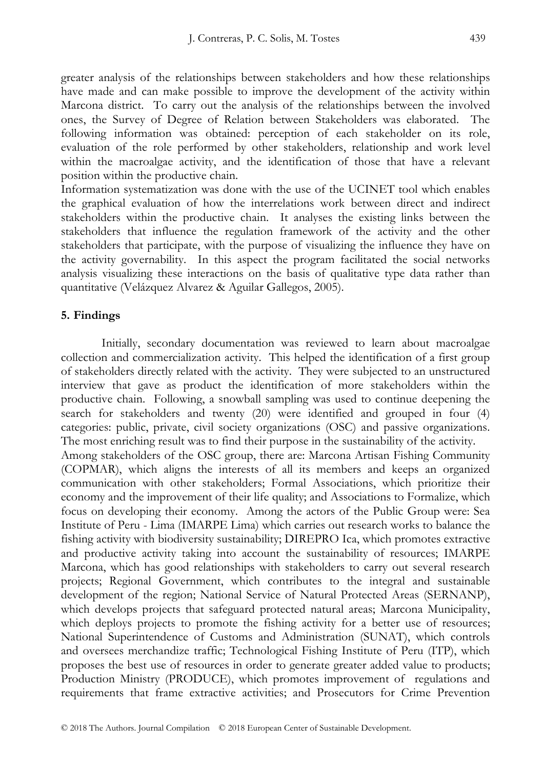greater analysis of the relationships between stakeholders and how these relationships have made and can make possible to improve the development of the activity within Marcona district. To carry out the analysis of the relationships between the involved ones, the Survey of Degree of Relation between Stakeholders was elaborated. The following information was obtained: perception of each stakeholder on its role, evaluation of the role performed by other stakeholders, relationship and work level within the macroalgae activity, and the identification of those that have a relevant position within the productive chain.

Information systematization was done with the use of the UCINET tool which enables the graphical evaluation of how the interrelations work between direct and indirect stakeholders within the productive chain. It analyses the existing links between the stakeholders that influence the regulation framework of the activity and the other stakeholders that participate, with the purpose of visualizing the influence they have on the activity governability. In this aspect the program facilitated the social networks analysis visualizing these interactions on the basis of qualitative type data rather than quantitative (Velázquez Alvarez & Aguilar Gallegos, 2005).

## 5. Findings

Initially, secondary documentation was reviewed to learn about macroalgae collection and commercialization activity. This helped the identification of a first group of stakeholders directly related with the activity. They were subjected to an unstructured interview that gave as product the identification of more stakeholders within the productive chain. Following, a snowball sampling was used to continue deepening the search for stakeholders and twenty (20) were identified and grouped in four (4) categories: public, private, civil society organizations (OSC) and passive organizations. The most enriching result was to find their purpose in the sustainability of the activity.

Among stakeholders of the OSC group, there are: Marcona Artisan Fishing Community (COPMAR), which aligns the interests of all its members and keeps an organized communication with other stakeholders; Formal Associations, which prioritize their economy and the improvement of their life quality; and Associations to Formalize, which focus on developing their economy. Among the actors of the Public Group were: Sea Institute of Peru - Lima (IMARPE Lima) which carries out research works to balance the fishing activity with biodiversity sustainability; DIREPRO Ica, which promotes extractive and productive activity taking into account the sustainability of resources; IMARPE Marcona, which has good relationships with stakeholders to carry out several research projects; Regional Government, which contributes to the integral and sustainable development of the region; National Service of Natural Protected Areas (SERNANP), which develops projects that safeguard protected natural areas; Marcona Municipality, which deploys projects to promote the fishing activity for a better use of resources; National Superintendence of Customs and Administration (SUNAT), which controls and oversees merchandize traffic; Technological Fishing Institute of Peru (ITP), which proposes the best use of resources in order to generate greater added value to products; Production Ministry (PRODUCE), which promotes improvement of regulations and requirements that frame extractive activities; and Prosecutors for Crime Prevention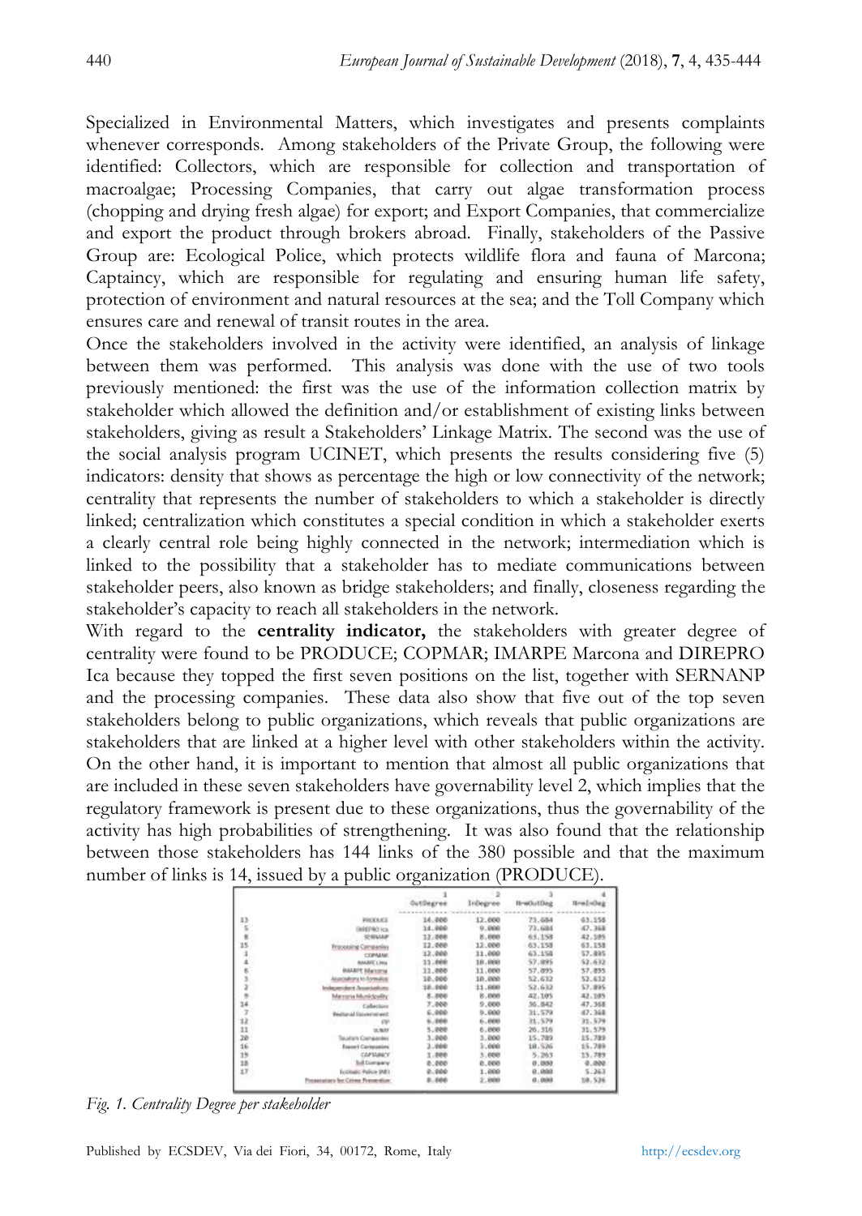Specialized in Environmental Matters, which investigates and presents complaints whenever corresponds. Among stakeholders of the Private Group, the following were identified: Collectors, which are responsible for collection and transportation of macroalgae; Processing Companies, that carry out algae transformation process (chopping and drying fresh algae) for export; and Export Companies, that commercialize and export the product through brokers abroad. Finally, stakeholders of the Passive Group are: Ecological Police, which protects wildlife flora and fauna of Marcona; Captaincy, which are responsible for regulating and ensuring human life safety, protection of environment and natural resources at the sea; and the Toll Company which ensures care and renewal of transit routes in the area.

Once the stakeholders involved in the activity were identified, an analysis of linkage between them was performed. This analysis was done with the use of two tools previously mentioned: the first was the use of the information collection matrix by stakeholder which allowed the definition and/or establishment of existing links between stakeholders, giving as result a Stakeholders' Linkage Matrix. The second was the use of the social analysis program UCINET, which presents the results considering five (5) indicators: density that shows as percentage the high or low connectivity of the network; centrality that represents the number of stakeholders to which a stakeholder is directly linked; centralization which constitutes a special condition in which a stakeholder exerts a clearly central role being highly connected in the network; intermediation which is linked to the possibility that a stakeholder has to mediate communications between stakeholder peers, also known as bridge stakeholders; and finally, closeness regarding the stakeholder's capacity to reach all stakeholders in the network.

With regard to the **centrality indicator,** the stakeholders with greater degree of centrality were found to be PRODUCE; COPMAR; IMARPE Marcona and DIREPRO Ica because they topped the first seven positions on the list, together with SERNANP and the processing companies. These data also show that five out of the top seven stakeholders belong to public organizations, which reveals that public organizations are stakeholders that are linked at a higher level with other stakeholders within the activity. On the other hand, it is important to mention that almost all public organizations that are included in these seven stakeholders have governability level 2, which implies that the regulatory framework is present due to these organizations, thus the governability of the activity has high probabilities of strengthening. It was also found that the relationship between those stakeholders has 144 links of the 380 possible and that the maximum number of links is 14, issued by a public organization (PRODUCE).

| | | 1<br>OutDegree | 2<br>InDegree | 3<br>NrmOutDeg | 4<br>NrmInDeg |
|---|---|---|---|---|---|
| 13 | PRODUCE | 14.000 | 12.000 | 73.684 | 63.158 |
| 5 | DIREPRO Ica | 14.000 | 9.000 | 73.684 | 47.368 |
| 8 | SERNANP | 12.000 | 8.000 | 63.158 | 42.105 |
| 15 | Processing Companies | 12.000 | 12.000 | 63.158 | 63.158 |
| 1 | COPMAR | 12.000 | 11.000 | 63.158 | 57.895 |
| 4 | IMARPE Lima | 11.000 | 10.000 | 57.895 | 52.632 |
| 6 | IMARPE Marcona | 11.000 | 11.000 | 57.895 | 57.895 |
| 3 | Associations to formalize | 10.000 | 10.000 | 52.632 | 52.632 |
| 2 | Independent Associations | 10.000 | 11.000 | 52.632 | 57.895 |
| 9 | Marcona Municipality | 8.000 | 8.000 | 42.105 | 42.105 |
| 14 | Collectors | 7.000 | 9.000 | 36.842 | 47.368 |
| 7 | Regional Government | 6.000 | 9.000 | 31.579 | 47.368 |
| 12 | ITP | 6.000 | 6.000 | 31.579 | 31.579 |
| 11 | SUNAT | 5.000 | 6.000 | 26.316 | 31.579 |
| 20 | Tourism Companies | 3.000 | 3.000 | 15.789 | 15.789 |
| 16 | Export Companies | 2.000 | 3.000 | 10.526 | 15.789 |
| 19 | CAPTAINCY | 1.000 | 3.000 | 5.263 | 15.789 |
| 18 | Toll Company | 0.000 | 0.000 | 0.000 | 0.000 |
| 17 | Ecologic Police (NE) | 0.000 | 1.000 | 0.000 | 5.263 |
| | Prosecutors for Crimes Prevention | 0.000 | 2.000 | 0.000 | 10.526 |

*Fig. 1. Centrality Degree per stakeholder*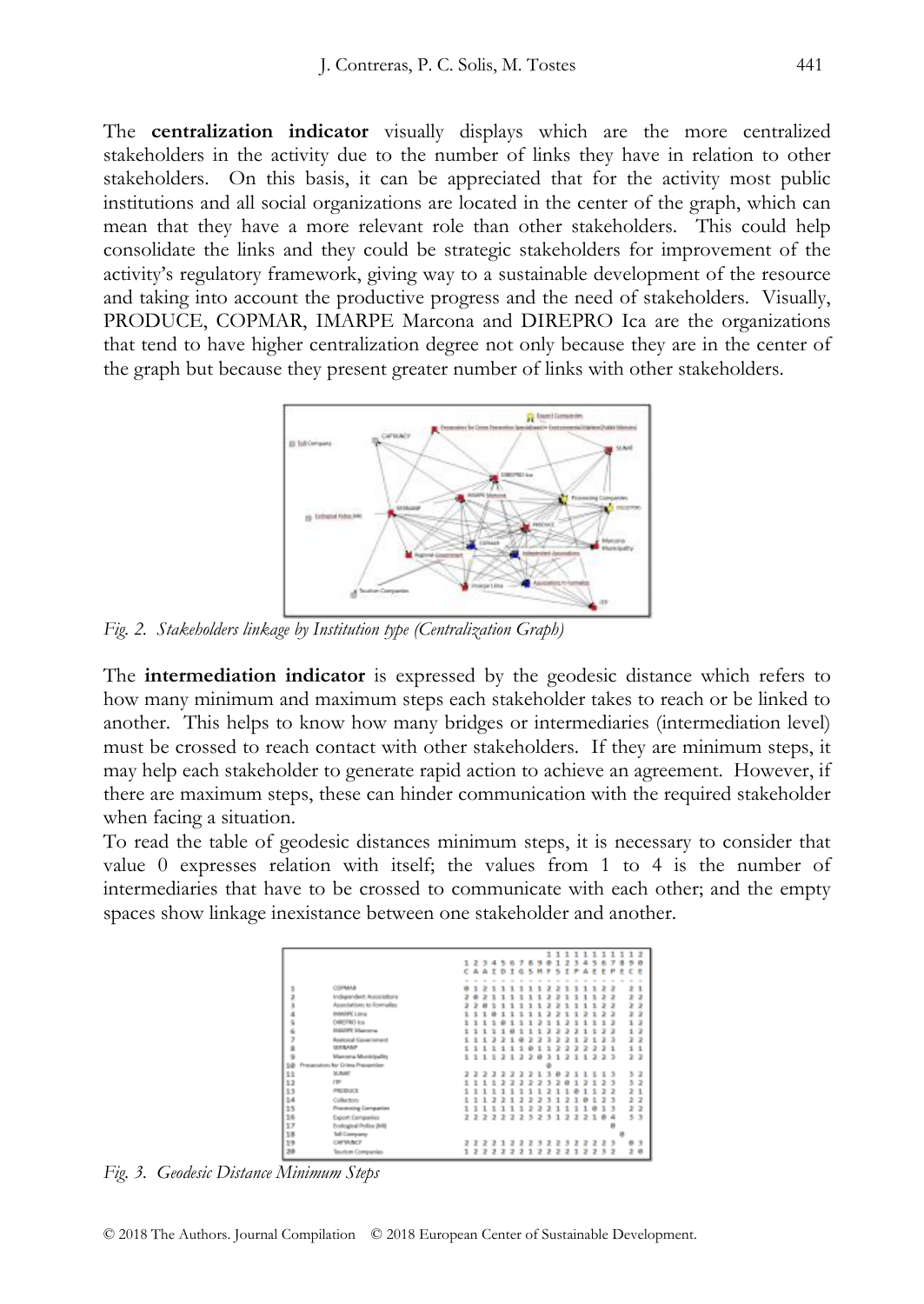The **centralization indicator** visually displays which are the more centralized stakeholders in the activity due to the number of links they have in relation to other stakeholders. On this basis, it can be appreciated that for the activity most public institutions and all social organizations are located in the center of the graph, which can mean that they have a more relevant role than other stakeholders. This could help consolidate the links and they could be strategic stakeholders for improvement of the activity's regulatory framework, giving way to a sustainable development of the resource and taking into account the productive progress and the need of stakeholders. Visually, PRODUCE, COPMAR, IMARPE Marcona and DIREPRO Ica are the organizations that tend to have higher centralization degree not only because they are in the center of the graph but because they present greater number of links with other stakeholders.

*Fig. 2. Stakeholders linkage by Institution type (Centralization Graph)*

The **intermediation indicator** is expressed by the geodesic distance which refers to how many minimum and maximum steps each stakeholder takes to reach or be linked to another. This helps to know how many bridges or intermediaries (intermediation level) must be crossed to reach contact with other stakeholders. If they are minimum steps, it may help each stakeholder to generate rapid action to achieve an agreement. However, if there are maximum steps, these can hinder communication with the required stakeholder when facing a situation.

To read the table of geodesic distances minimum steps, it is necessary to consider that value 0 expresses relation with itself; the values from 1 to 4 is the number of intermediaries that have to be crossed to communicate with each other; and the empty spaces show linkage inexistance between one stakeholder and another.

*Fig. 3. Geodesic Distance Minimum Steps*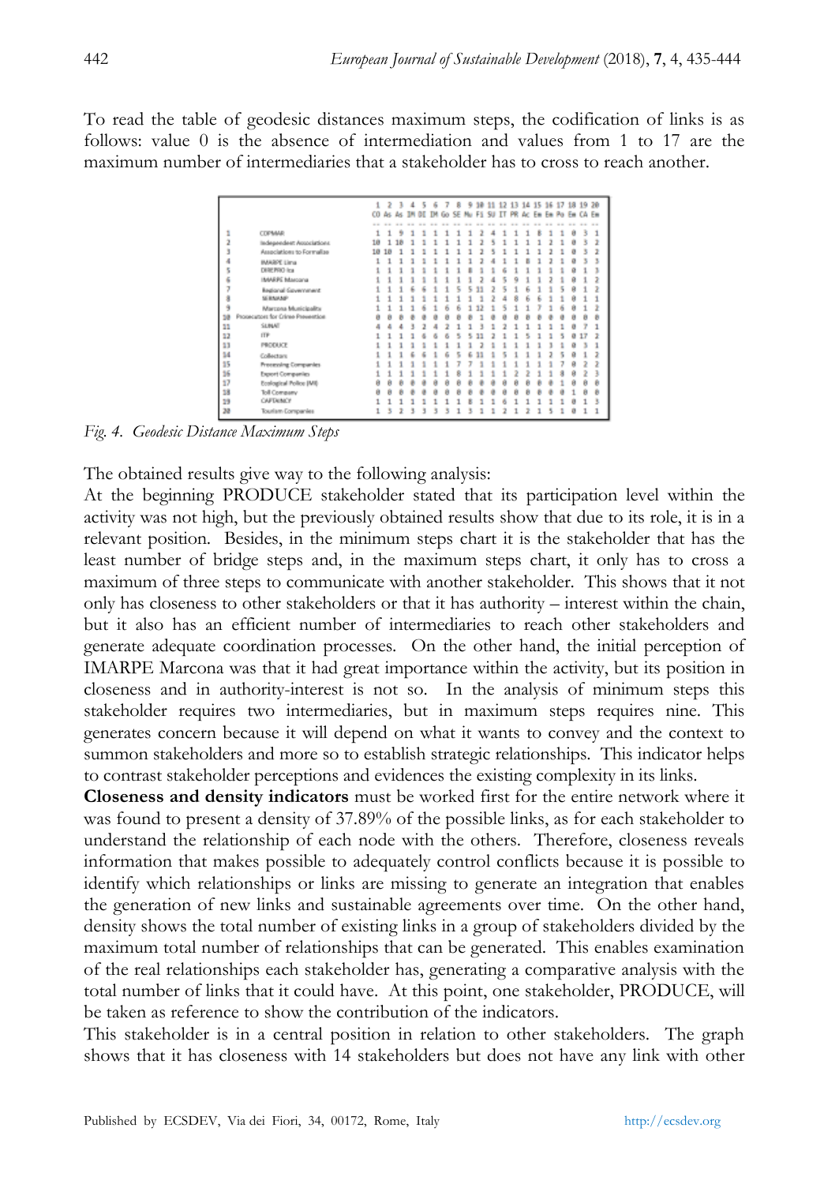To read the table of geodesic distances maximum steps, the codification of links is as follows: value 0 is the absence of intermediation and values from 1 to 17 are the maximum number of intermediaries that a stakeholder has to cross to reach another.

| | | 1 CO | 2 As | 3 As | 4 IM | 5 DI | 6 IM | 7 Go | 8 SE | 9 Mu | 10 Fi | 11 SU | 12 IT | 13 PR | 14 Ac | 15 Em | 16 Em | 17 Po | 18 Em | 19 CA | 20 Em |
|---|---|---|---|---|---|---|---|---|---|---|---|---|---|---|---|---|---|---|---|---|---|
| 1 | COPMAR | 1 | 1 | 9 | 1 | 1 | 1 | 1 | 1 | 1 | 2 | 4 | 1 | 1 | 1 | 8 | 1 | 1 | 0 | 3 | 1 |
| 2 | Independent Associations | 10 | 1 | 10 | 1 | 1 | 1 | 1 | 1 | 1 | 2 | 5 | 1 | 1 | 1 | 1 | 2 | 1 | 0 | 3 | 2 |
| 3 | Associations to Formalize | 10 | 10 | 1 | 1 | 1 | 1 | 1 | 1 | 1 | 2 | 5 | 1 | 1 | 1 | 1 | 2 | 1 | 0 | 3 | 2 |
| 4 | IMARPE Lima | 1 | 1 | 1 | 1 | 1 | 1 | 1 | 1 | 1 | 2 | 4 | 1 | 1 | 8 | 1 | 2 | 1 | 0 | 3 | 3 |
| 5 | DIREPRO Ica | 1 | 1 | 1 | 1 | 1 | 1 | 1 | 8 | 1 | 1 | 6 | 1 | 1 | 1 | 1 | 1 | 1 | 0 | 1 | 3 |
| 6 | IMARPE Marcona | 1 | 1 | 1 | 1 | 1 | 1 | 1 | 1 | 1 | 2 | 4 | 5 | 9 | 1 | 1 | 2 | 1 | 0 | 1 | 2 |
| 7 | Regional Government | 1 | 1 | 1 | 6 | 6 | 1 | 1 | 5 | 5 | 11 | 2 | 5 | 1 | 6 | 1 | 1 | 5 | 0 | 1 | 2 |
| 8 | SERNANP | 1 | 1 | 1 | 1 | 1 | 1 | 1 | 1 | 1 | 1 | 2 | 4 | 8 | 6 | 6 | 1 | 1 | 0 | 1 | 1 |
| 9 | Marcona Municipality | 1 | 1 | 1 | 1 | 6 | 1 | 6 | 6 | 1 | 12 | 1 | 5 | 1 | 1 | 7 | 1 | 6 | 0 | 1 | 2 |
| 10 | Prosecutors for Crime Prevention | 0 | 0 | 0 | 0 | 0 | 0 | 0 | 0 | 0 | 1 | 0 | 0 | 0 | 0 | 0 | 0 | 0 | 0 | 0 | 0 |
| 11 | SUNAT | 4 | 4 | 4 | 3 | 2 | 4 | 2 | 1 | 1 | 3 | 1 | 2 | 1 | 1 | 1 | 1 | 1 | 0 | 7 | 1 |
| 12 | ITP | 1 | 1 | 1 | 1 | 6 | 6 | 6 | 5 | 5 | 11 | 2 | 1 | 1 | 5 | 1 | 1 | 5 | 0 | 17 | 2 |
| 13 | PRODUCE | 1 | 1 | 1 | 1 | 1 | 1 | 1 | 1 | 1 | 2 | 1 | 1 | 1 | 1 | 1 | 1 | 1 | 0 | 3 | 1 |
| 14 | Collectors | 1 | 1 | 1 | 6 | 6 | 1 | 6 | 5 | 6 | 11 | 1 | 5 | 1 | 1 | 1 | 2 | 5 | 0 | 1 | 2 |
| 15 | Processing Companies | 1 | 1 | 1 | 1 | 1 | 1 | 1 | 7 | 7 | 1 | 1 | 1 | 1 | 1 | 1 | 1 | 7 | 0 | 2 | 2 |
| 16 | Export Companies | 1 | 1 | 1 | 1 | 1 | 1 | 1 | 8 | 1 | 1 | 1 | 1 | 2 | 2 | 1 | 1 | 0 | 0 | 2 | 3 |
| 17 | Ecological Police (MI) | 0 | 0 | 0 | 0 | 0 | 0 | 0 | 0 | 0 | 0 | 0 | 0 | 0 | 0 | 0 | 0 | 1 | 0 | 0 | 0 |
| 18 | Toll Company | 0 | 0 | 0 | 0 | 0 | 0 | 0 | 0 | 0 | 0 | 0 | 0 | 0 | 0 | 0 | 0 | 0 | 1 | 0 | 0 |
| 19 | CAPTAINCY | 1 | 1 | 1 | 1 | 1 | 1 | 1 | 1 | 8 | 1 | 1 | 6 | 1 | 1 | 1 | 1 | 1 | 0 | 1 | 3 |
| 20 | Tourism Companies | 1 | 5 | 2 | 3 | 3 | 3 | 3 | 1 | 3 | 1 | 1 | 2 | 1 | 2 | 1 | 5 | 1 | 0 | 1 | 1 |

*Fig. 4. Geodesic Distance Maximum Steps*

The obtained results give way to the following analysis:

At the beginning PRODUCE stakeholder stated that its participation level within the activity was not high, but the previously obtained results show that due to its role, it is in a relevant position. Besides, in the minimum steps chart it is the stakeholder that has the least number of bridge steps and, in the maximum steps chart, it only has to cross a maximum of three steps to communicate with another stakeholder. This shows that it not only has closeness to other stakeholders or that it has authority – interest within the chain, but it also has an efficient number of intermediaries to reach other stakeholders and generate adequate coordination processes. On the other hand, the initial perception of IMARPE Marcona was that it had great importance within the activity, but its position in closeness and in authority-interest is not so. In the analysis of minimum steps this stakeholder requires two intermediaries, but in maximum steps requires nine. This generates concern because it will depend on what it wants to convey and the context to summon stakeholders and more so to establish strategic relationships. This indicator helps to contrast stakeholder perceptions and evidences the existing complexity in its links.

**Closeness and density indicators** must be worked first for the entire network where it was found to present a density of 37.89% of the possible links, as for each stakeholder to understand the relationship of each node with the others. Therefore, closeness reveals information that makes possible to adequately control conflicts because it is possible to identify which relationships or links are missing to generate an integration that enables the generation of new links and sustainable agreements over time. On the other hand, density shows the total number of existing links in a group of stakeholders divided by the maximum total number of relationships that can be generated. This enables examination of the real relationships each stakeholder has, generating a comparative analysis with the total number of links that it could have. At this point, one stakeholder, PRODUCE, will be taken as reference to show the contribution of the indicators.

This stakeholder is in a central position in relation to other stakeholders. The graph shows that it has closeness with 14 stakeholders but does not have any link with other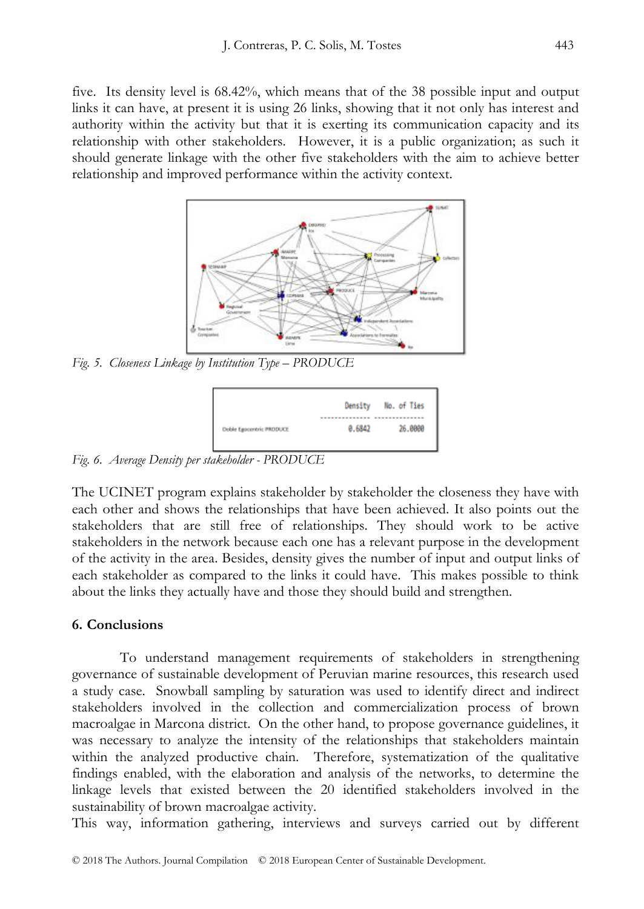five. Its density level is 68.42%, which means that of the 38 possible input and output links it can have, at present it is using 26 links, showing that it not only has interest and authority within the activity but that it is exerting its communication capacity and its relationship with other stakeholders. However, it is a public organization; as such it should generate linkage with the other five stakeholders with the aim to achieve better relationship and improved performance within the activity context.

*Fig. 5. Closeness Linkage by Institution Type – PRODUCE*

| | Density | No. of Ties |
|---|---|---|
| Doble Egocentric PRODUCE | 0.6842 | 26.0000 |

*Fig. 6. Average Density per stakeholder - PRODUCE*

The UCINET program explains stakeholder by stakeholder the closeness they have with each other and shows the relationships that have been achieved. It also points out the stakeholders that are still free of relationships. They should work to be active stakeholders in the network because each one has a relevant purpose in the development of the activity in the area. Besides, density gives the number of input and output links of each stakeholder as compared to the links it could have. This makes possible to think about the links they actually have and those they should build and strengthen.

## 6. Conclusions

To understand management requirements of stakeholders in strengthening governance of sustainable development of Peruvian marine resources, this research used a study case. Snowball sampling by saturation was used to identify direct and indirect stakeholders involved in the collection and commercialization process of brown macroalgae in Marcona district. On the other hand, to propose governance guidelines, it was necessary to analyze the intensity of the relationships that stakeholders maintain within the analyzed productive chain. Therefore, systematization of the qualitative findings enabled, with the elaboration and analysis of the networks, to determine the linkage levels that existed between the 20 identified stakeholders involved in the sustainability of brown macroalgae activity.

This way, information gathering, interviews and surveys carried out by different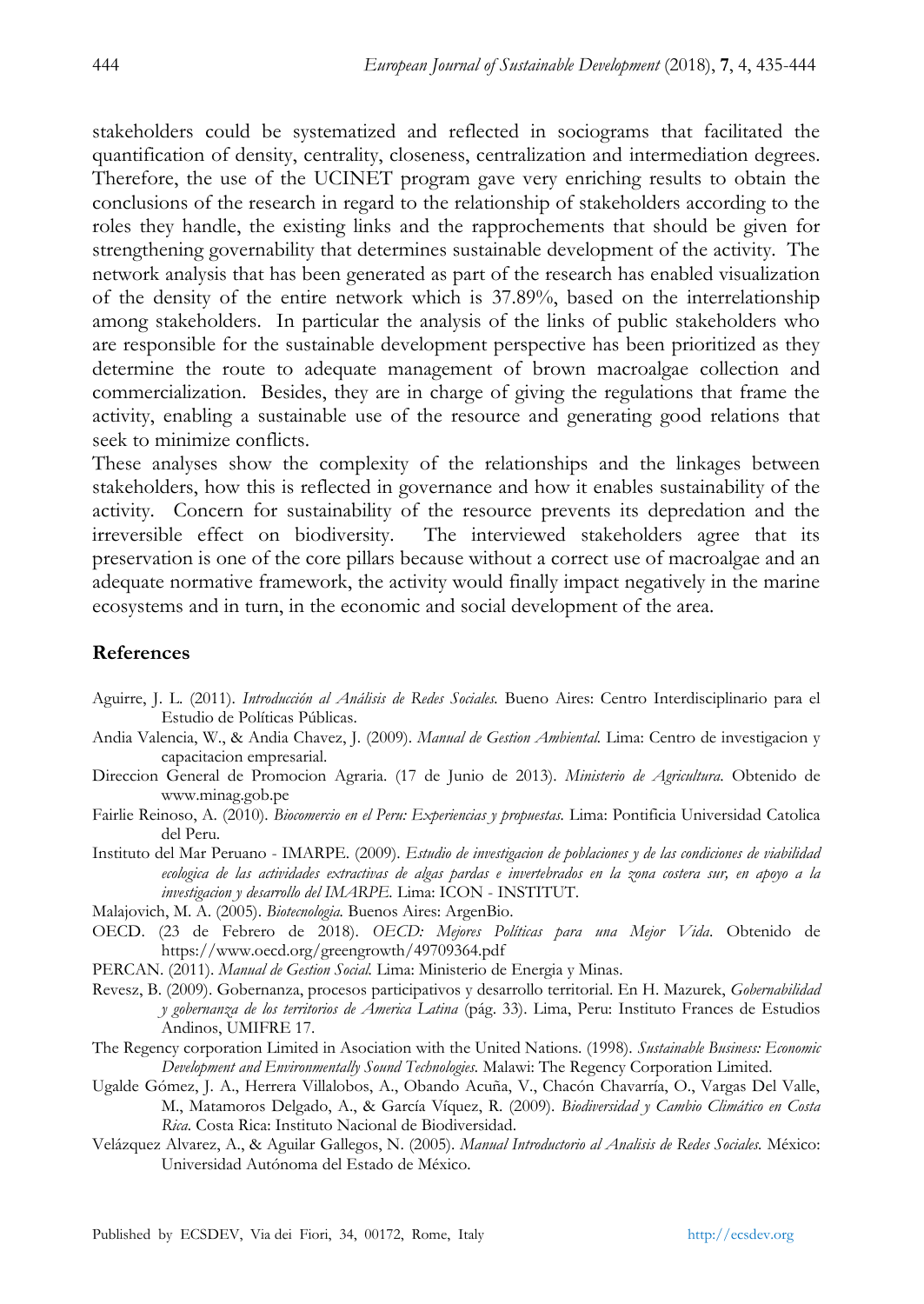stakeholders could be systematized and reflected in sociograms that facilitated the quantification of density, centrality, closeness, centralization and intermediation degrees. Therefore, the use of the UCINET program gave very enriching results to obtain the conclusions of the research in regard to the relationship of stakeholders according to the roles they handle, the existing links and the rapprochements that should be given for strengthening governability that determines sustainable development of the activity. The network analysis that has been generated as part of the research has enabled visualization of the density of the entire network which is 37.89%, based on the interrelationship among stakeholders. In particular the analysis of the links of public stakeholders who are responsible for the sustainable development perspective has been prioritized as they determine the route to adequate management of brown macroalgae collection and commercialization. Besides, they are in charge of giving the regulations that frame the activity, enabling a sustainable use of the resource and generating good relations that seek to minimize conflicts.

These analyses show the complexity of the relationships and the linkages between stakeholders, how this is reflected in governance and how it enables sustainability of the activity. Concern for sustainability of the resource prevents its depredation and the irreversible effect on biodiversity. The interviewed stakeholders agree that its preservation is one of the core pillars because without a correct use of macroalgae and an adequate normative framework, the activity would finally impact negatively in the marine ecosystems and in turn, in the economic and social development of the area.

## References

Aguirre, J. L. (2011). *Introducción al Análisis de Redes Sociales.* Bueno Aires: Centro Interdisciplinario para el Estudio de Políticas Públicas.

Andia Valencia, W., & Andia Chavez, J. (2009). *Manual de Gestion Ambiental.* Lima: Centro de investigacion y capacitacion empresarial.

Direccion General de Promocion Agraria. (17 de Junio de 2013). *Ministerio de Agricultura.* Obtenido de www.minag.gob.pe

Fairlie Reinoso, A. (2010). *Biocomercio en el Peru: Experiencias y propuestas.* Lima: Pontificia Universidad Catolica del Peru.

Instituto del Mar Peruano - IMARPE. (2009). *Estudio de investigacion de poblaciones y de las condiciones de viabilidad ecologica de las actividades extractivas de algas pardas e invertebrados en la zona costera sur, en apoyo a la investigacion y desarrollo del IMARPE.* Lima: ICON - INSTITUT.

Malajovich, M. A. (2005). *Biotecnologia.* Buenos Aires: ArgenBio.

OECD. (23 de Febrero de 2018). *OECD: Mejores Políticas para una Mejor Vida.* Obtenido de https://www.oecd.org/greengrowth/49709364.pdf

PERCAN. (2011). *Manual de Gestion Social.* Lima: Ministerio de Energia y Minas.

Revesz, B. (2009). Gobernanza, procesos participativos y desarrollo territorial. En H. Mazurek, *Gobernabilidad y gobernanza de los territorios de America Latina* (pág. 33). Lima, Peru: Instituto Frances de Estudios Andinos, UMIFRE 17.

The Regency corporation Limited in Asociation with the United Nations. (1998). *Sustainable Business: Economic Development and Environmentally Sound Technologies.* Malawi: The Regency Corporation Limited.

Ugalde Gómez, J. A., Herrera Villalobos, A., Obando Acuña, V., Chacón Chavarría, O., Vargas Del Valle, M., Matamoros Delgado, A., & García Víquez, R. (2009). *Biodiversidad y Cambio Climático en Costa Rica.* Costa Rica: Instituto Nacional de Biodiversidad.

Velázquez Alvarez, A., & Aguilar Gallegos, N. (2005). *Manual Introductorio al Analisis de Redes Sociales.* México: Universidad Autónoma del Estado de México.